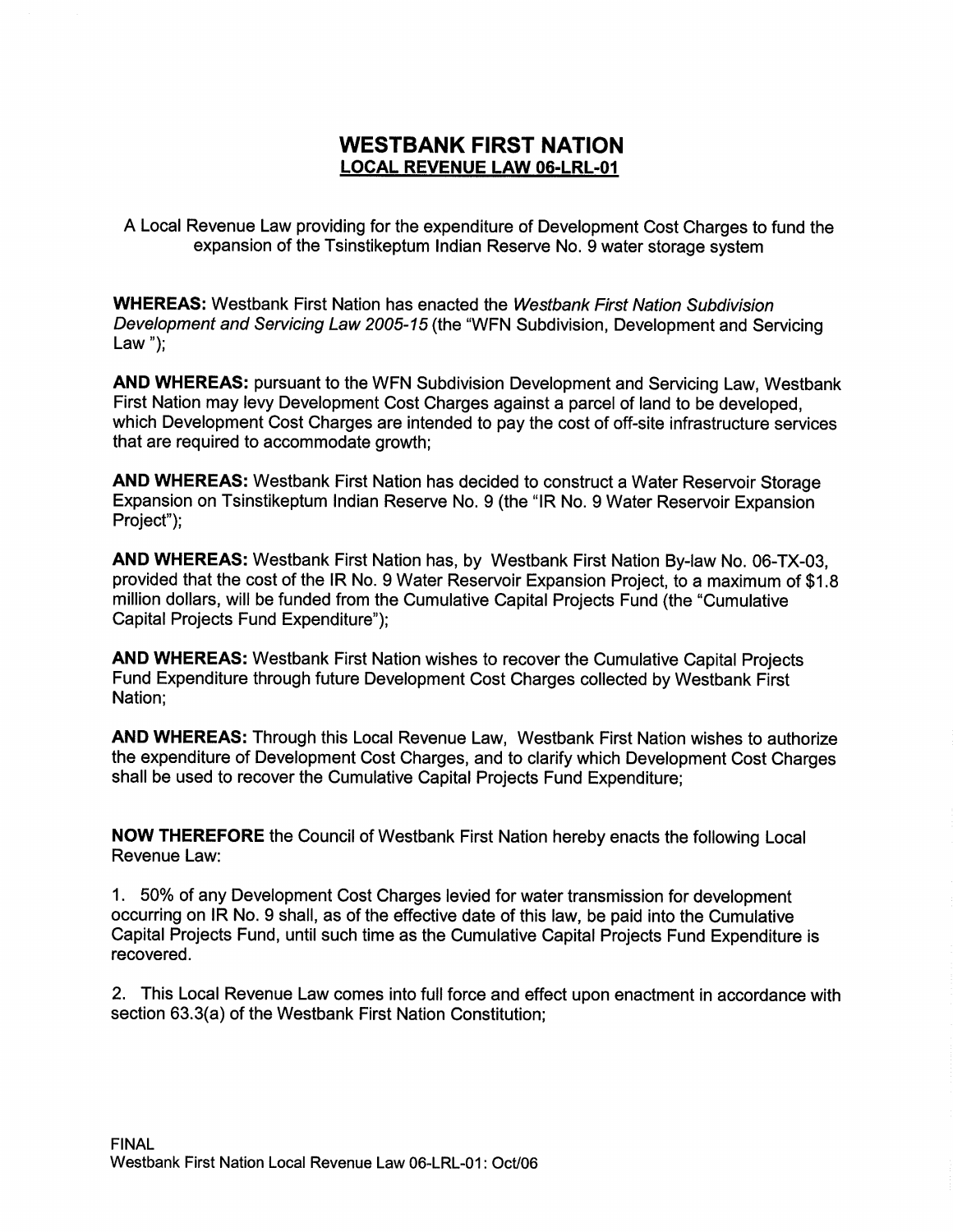# WESTBANK FIRST NATION
## LOCAL REVENUE LAW 06-LRL-01

A Local Revenue Law providing for the expenditure of Development Cost Charges to fund the expansion of the Tsinstikeptum Indian Reserve No. 9 water storage system

**WHEREAS:** Westbank First Nation has enacted the *Westbank First Nation Subdivision Development and Servicing Law 2005-15* (the "WFN Subdivision, Development and Servicing Law ");

**AND WHEREAS:** pursuant to the WFN Subdivision Development and Servicing Law, Westbank First Nation may levy Development Cost Charges against a parcel of land to be developed, which Development Cost Charges are intended to pay the cost of off-site infrastructure services that are required to accommodate growth;

**AND WHEREAS:** Westbank First Nation has decided to construct a Water Reservoir Storage Expansion on Tsinstikeptum Indian Reserve No. 9 (the "IR No. 9 Water Reservoir Expansion Project");

**AND WHEREAS:** Westbank First Nation has, by Westbank First Nation By-law No. 06-TX-03, provided that the cost of the IR No. 9 Water Reservoir Expansion Project, to a maximum of $1.8 million dollars, will be funded from the Cumulative Capital Projects Fund (the "Cumulative Capital Projects Fund Expenditure");

**AND WHEREAS:** Westbank First Nation wishes to recover the Cumulative Capital Projects Fund Expenditure through future Development Cost Charges collected by Westbank First Nation;

**AND WHEREAS:** Through this Local Revenue Law, Westbank First Nation wishes to authorize the expenditure of Development Cost Charges, and to clarify which Development Cost Charges shall be used to recover the Cumulative Capital Projects Fund Expenditure;

**NOW THEREFORE** the Council of Westbank First Nation hereby enacts the following Local Revenue Law:

1. 50% of any Development Cost Charges levied for water transmission for development occurring on IR No. 9 shall, as of the effective date of this law, be paid into the Cumulative Capital Projects Fund, until such time as the Cumulative Capital Projects Fund Expenditure is recovered.

2. This Local Revenue Law comes into full force and effect upon enactment in accordance with section 63.3(a) of the Westbank First Nation Constitution;

FINAL
Westbank First Nation Local Revenue Law 06-LRL-01: Oct/06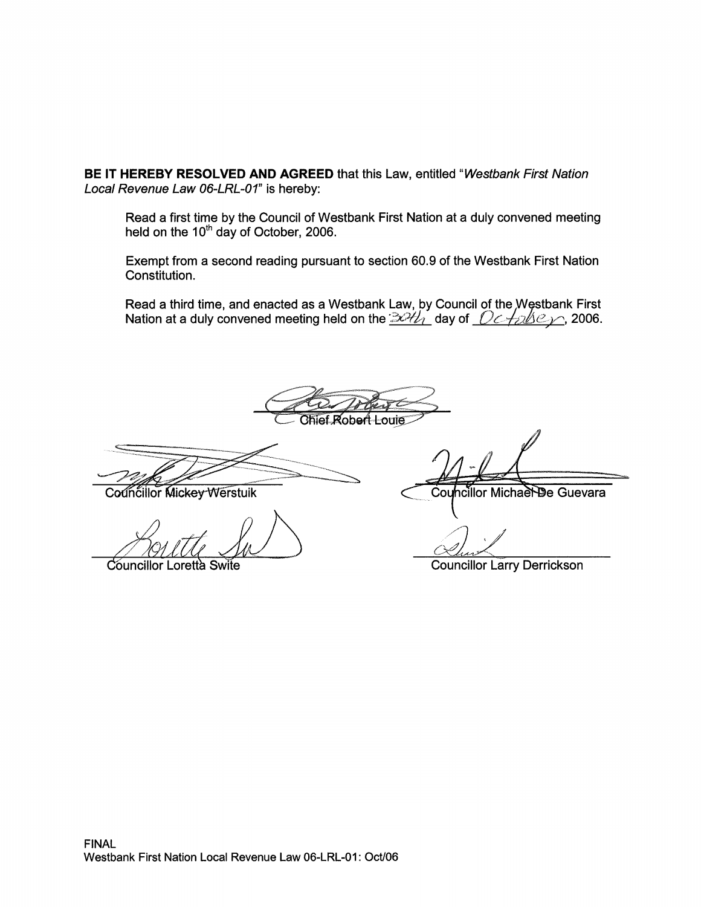**BE IT HEREBY RESOLVED AND AGREED** that this Law, entitled "*Westbank First Nation Local Revenue Law 06-LRL-01*" is hereby:

Read a first time by the Council of Westbank First Nation at a duly convened meeting held on the 10th day of October, 2006.

Exempt from a second reading pursuant to section 60.9 of the Westbank First Nation Constitution.

Read a third time, and enacted as a Westbank Law, by Council of the Westbank First Nation at a duly convened meeting held on the 30th day of October, 2006.

Chief Robert Louie

Councillor Mickey Werstuik

Councillor Michael De Guevara

Councillor Loretta Swite

Councillor Larry Derrickson

FINAL
Westbank First Nation Local Revenue Law 06-LRL-01: Oct/06